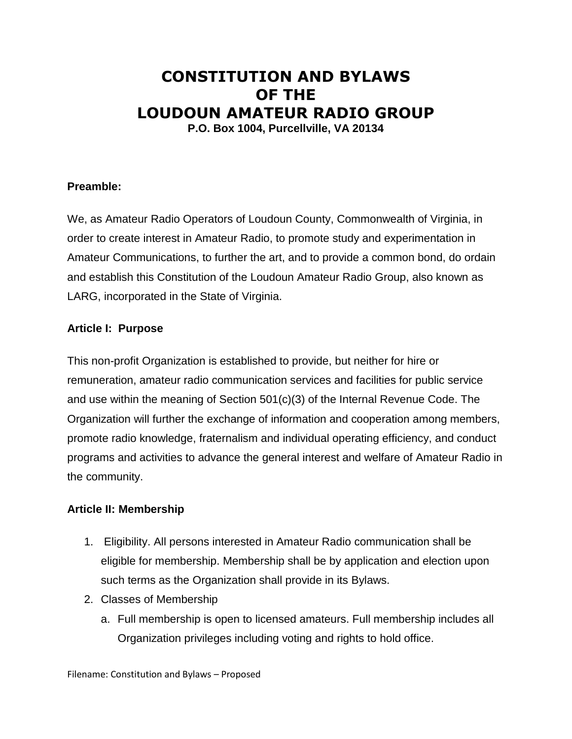# CONSTITUTION AND BYLAWS
# OF THE
# LOUDOUN AMATEUR RADIO GROUP

**P.O. Box 1004, Purcellville, VA 20134**

**Preamble:**

We, as Amateur Radio Operators of Loudoun County, Commonwealth of Virginia, in order to create interest in Amateur Radio, to promote study and experimentation in Amateur Communications, to further the art, and to provide a common bond, do ordain and establish this Constitution of the Loudoun Amateur Radio Group, also known as LARG, incorporated in the State of Virginia.

**Article I: Purpose**

This non-profit Organization is established to provide, but neither for hire or remuneration, amateur radio communication services and facilities for public service and use within the meaning of Section 501(c)(3) of the Internal Revenue Code. The Organization will further the exchange of information and cooperation among members, promote radio knowledge, fraternalism and individual operating efficiency, and conduct programs and activities to advance the general interest and welfare of Amateur Radio in the community.

**Article II: Membership**

1. Eligibility. All persons interested in Amateur Radio communication shall be eligible for membership. Membership shall be by application and election upon such terms as the Organization shall provide in its Bylaws.
2. Classes of Membership
   a. Full membership is open to licensed amateurs. Full membership includes all Organization privileges including voting and rights to hold office.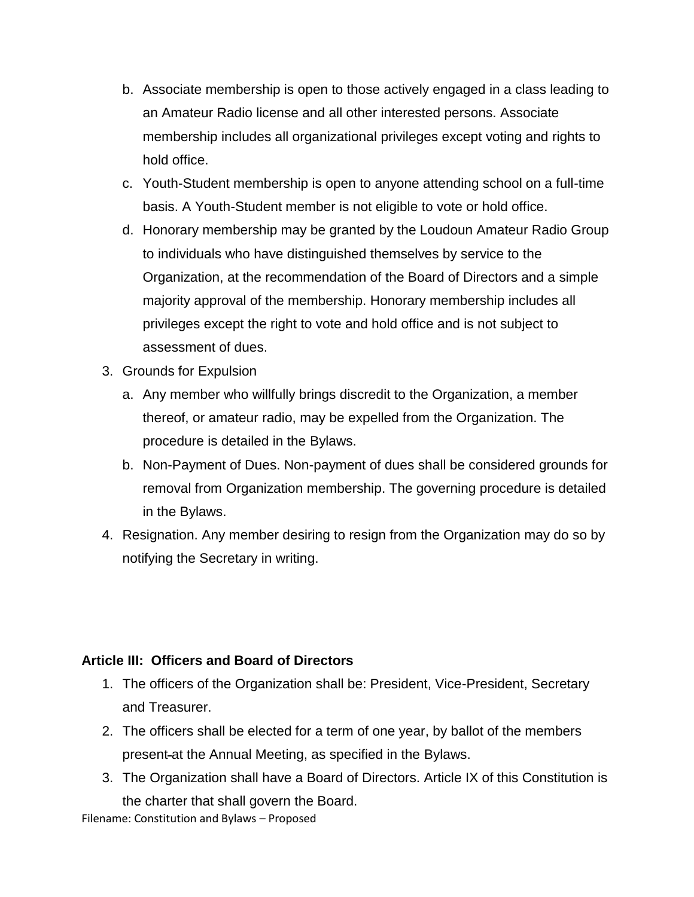b. Associate membership is open to those actively engaged in a class leading to an Amateur Radio license and all other interested persons. Associate membership includes all organizational privileges except voting and rights to hold office.
   c. Youth-Student membership is open to anyone attending school on a full-time basis. A Youth-Student member is not eligible to vote or hold office.
   d. Honorary membership may be granted by the Loudoun Amateur Radio Group to individuals who have distinguished themselves by service to the Organization, at the recommendation of the Board of Directors and a simple majority approval of the membership. Honorary membership includes all privileges except the right to vote and hold office and is not subject to assessment of dues.
3. Grounds for Expulsion
   a. Any member who willfully brings discredit to the Organization, a member thereof, or amateur radio, may be expelled from the Organization. The procedure is detailed in the Bylaws.
   b. Non-Payment of Dues. Non-payment of dues shall be considered grounds for removal from Organization membership. The governing procedure is detailed in the Bylaws.
4. Resignation. Any member desiring to resign from the Organization may do so by notifying the Secretary in writing.

**Article III: Officers and Board of Directors**

1. The officers of the Organization shall be: President, Vice-President, Secretary and Treasurer.
2. The officers shall be elected for a term of one year, by ballot of the members present at the Annual Meeting, as specified in the Bylaws.
3. The Organization shall have a Board of Directors. Article IX of this Constitution is the charter that shall govern the Board.

Filename: Constitution and Bylaws – Proposed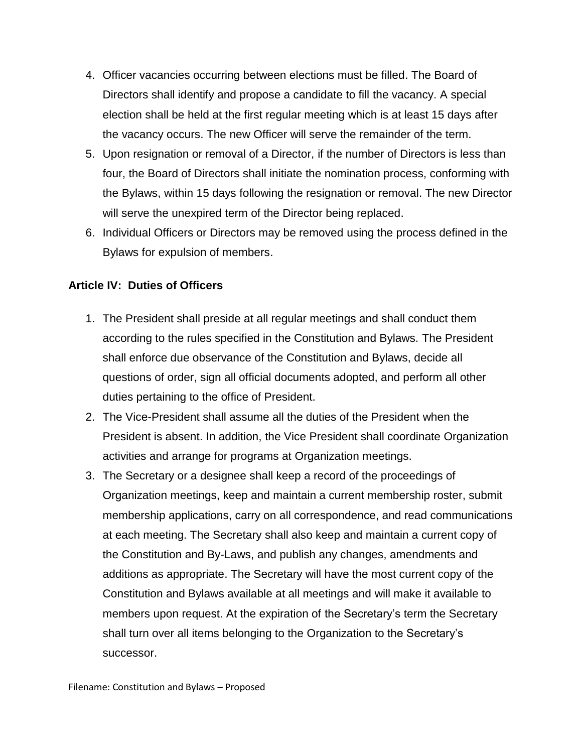4. Officer vacancies occurring between elections must be filled. The Board of Directors shall identify and propose a candidate to fill the vacancy. A special election shall be held at the first regular meeting which is at least 15 days after the vacancy occurs. The new Officer will serve the remainder of the term.
5. Upon resignation or removal of a Director, if the number of Directors is less than four, the Board of Directors shall initiate the nomination process, conforming with the Bylaws, within 15 days following the resignation or removal. The new Director will serve the unexpired term of the Director being replaced.
6. Individual Officers or Directors may be removed using the process defined in the Bylaws for expulsion of members.

**Article IV: Duties of Officers**

1. The President shall preside at all regular meetings and shall conduct them according to the rules specified in the Constitution and Bylaws. The President shall enforce due observance of the Constitution and Bylaws, decide all questions of order, sign all official documents adopted, and perform all other duties pertaining to the office of President.
2. The Vice-President shall assume all the duties of the President when the President is absent. In addition, the Vice President shall coordinate Organization activities and arrange for programs at Organization meetings.
3. The Secretary or a designee shall keep a record of the proceedings of Organization meetings, keep and maintain a current membership roster, submit membership applications, carry on all correspondence, and read communications at each meeting. The Secretary shall also keep and maintain a current copy of the Constitution and By-Laws, and publish any changes, amendments and additions as appropriate. The Secretary will have the most current copy of the Constitution and Bylaws available at all meetings and will make it available to members upon request. At the expiration of the Secretary's term the Secretary shall turn over all items belonging to the Organization to the Secretary's successor.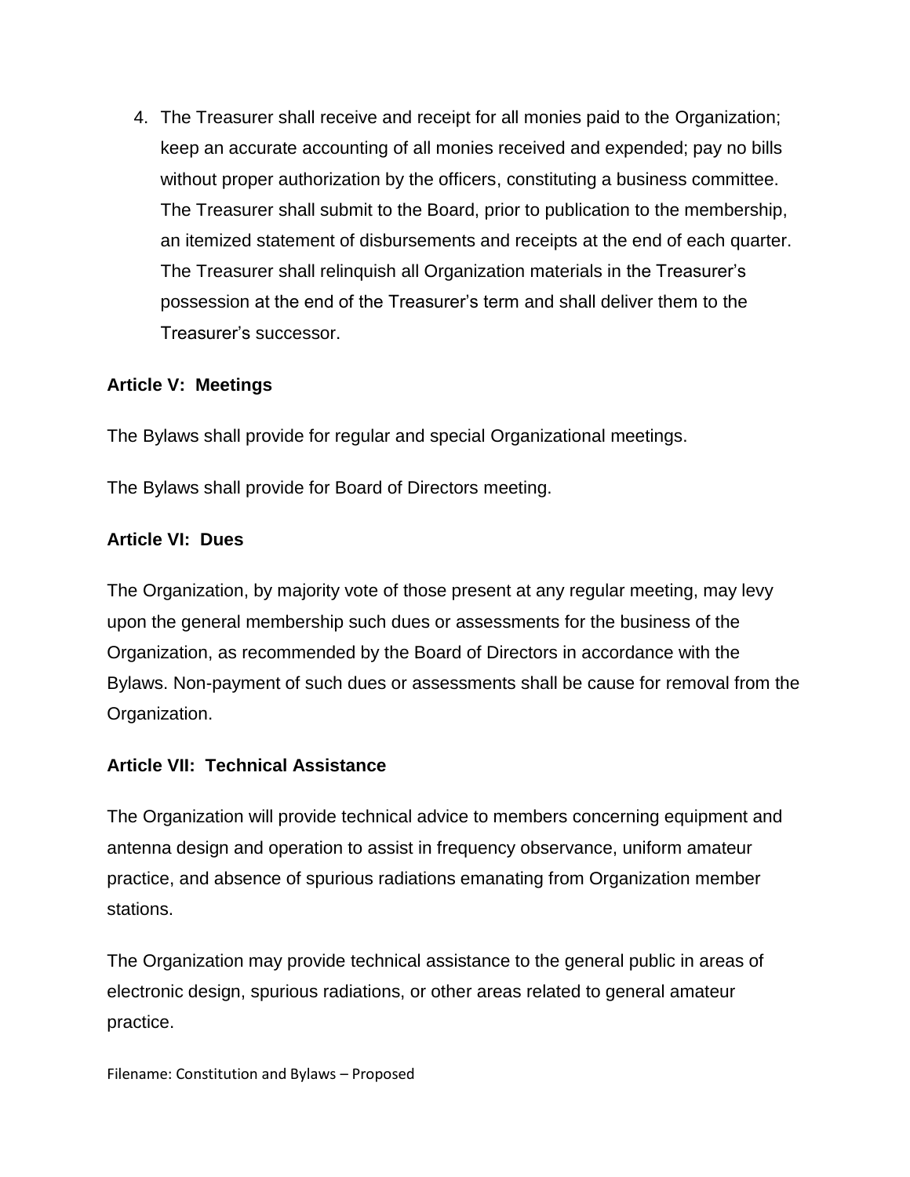4. The Treasurer shall receive and receipt for all monies paid to the Organization; keep an accurate accounting of all monies received and expended; pay no bills without proper authorization by the officers, constituting a business committee. The Treasurer shall submit to the Board, prior to publication to the membership, an itemized statement of disbursements and receipts at the end of each quarter. The Treasurer shall relinquish all Organization materials in the Treasurer's possession at the end of the Treasurer's term and shall deliver them to the Treasurer's successor.

**Article V: Meetings**

The Bylaws shall provide for regular and special Organizational meetings.

The Bylaws shall provide for Board of Directors meeting.

**Article VI: Dues**

The Organization, by majority vote of those present at any regular meeting, may levy upon the general membership such dues or assessments for the business of the Organization, as recommended by the Board of Directors in accordance with the Bylaws. Non-payment of such dues or assessments shall be cause for removal from the Organization.

**Article VII: Technical Assistance**

The Organization will provide technical advice to members concerning equipment and antenna design and operation to assist in frequency observance, uniform amateur practice, and absence of spurious radiations emanating from Organization member stations.

The Organization may provide technical assistance to the general public in areas of electronic design, spurious radiations, or other areas related to general amateur practice.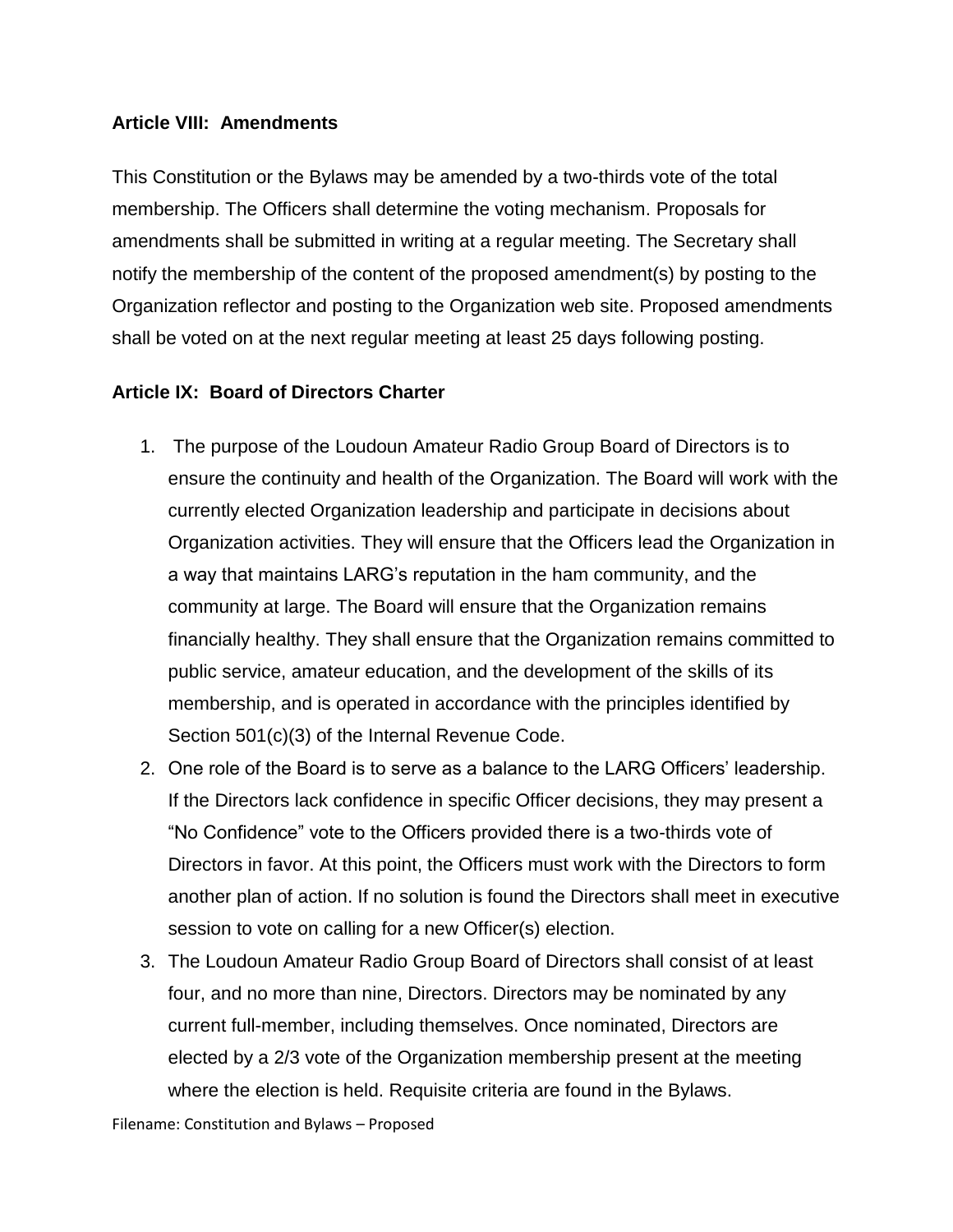**Article VIII: Amendments**

This Constitution or the Bylaws may be amended by a two-thirds vote of the total membership. The Officers shall determine the voting mechanism. Proposals for amendments shall be submitted in writing at a regular meeting. The Secretary shall notify the membership of the content of the proposed amendment(s) by posting to the Organization reflector and posting to the Organization web site. Proposed amendments shall be voted on at the next regular meeting at least 25 days following posting.

**Article IX: Board of Directors Charter**

1. The purpose of the Loudoun Amateur Radio Group Board of Directors is to ensure the continuity and health of the Organization. The Board will work with the currently elected Organization leadership and participate in decisions about Organization activities. They will ensure that the Officers lead the Organization in a way that maintains LARG's reputation in the ham community, and the community at large. The Board will ensure that the Organization remains financially healthy. They shall ensure that the Organization remains committed to public service, amateur education, and the development of the skills of its membership, and is operated in accordance with the principles identified by Section 501(c)(3) of the Internal Revenue Code.
2. One role of the Board is to serve as a balance to the LARG Officers' leadership. If the Directors lack confidence in specific Officer decisions, they may present a "No Confidence" vote to the Officers provided there is a two-thirds vote of Directors in favor. At this point, the Officers must work with the Directors to form another plan of action. If no solution is found the Directors shall meet in executive session to vote on calling for a new Officer(s) election.
3. The Loudoun Amateur Radio Group Board of Directors shall consist of at least four, and no more than nine, Directors. Directors may be nominated by any current full-member, including themselves. Once nominated, Directors are elected by a 2/3 vote of the Organization membership present at the meeting where the election is held. Requisite criteria are found in the Bylaws.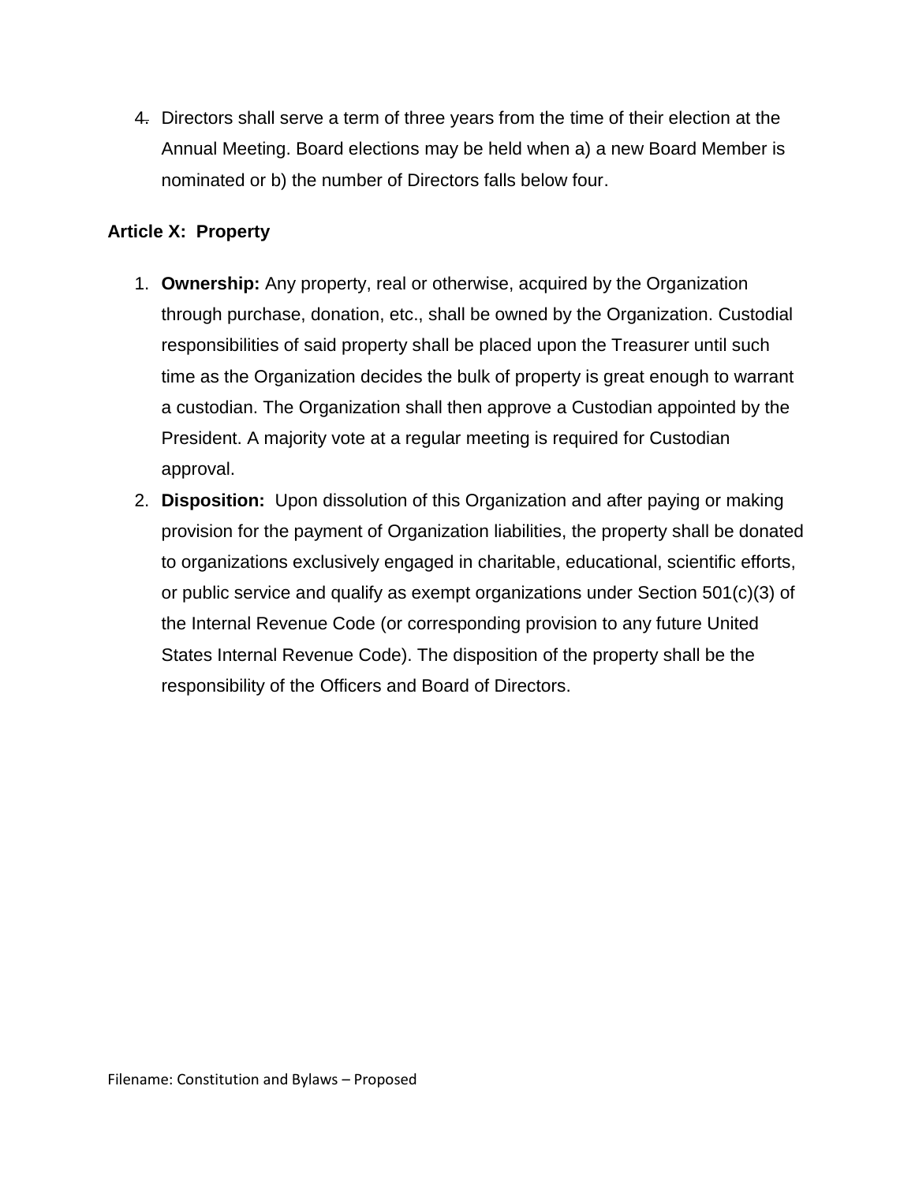4. Directors shall serve a term of three years from the time of their election at the Annual Meeting. Board elections may be held when a) a new Board Member is nominated or b) the number of Directors falls below four.

**Article X: Property**

1. **Ownership:** Any property, real or otherwise, acquired by the Organization through purchase, donation, etc., shall be owned by the Organization. Custodial responsibilities of said property shall be placed upon the Treasurer until such time as the Organization decides the bulk of property is great enough to warrant a custodian. The Organization shall then approve a Custodian appointed by the President. A majority vote at a regular meeting is required for Custodian approval.
2. **Disposition:** Upon dissolution of this Organization and after paying or making provision for the payment of Organization liabilities, the property shall be donated to organizations exclusively engaged in charitable, educational, scientific efforts, or public service and qualify as exempt organizations under Section 501(c)(3) of the Internal Revenue Code (or corresponding provision to any future United States Internal Revenue Code). The disposition of the property shall be the responsibility of the Officers and Board of Directors.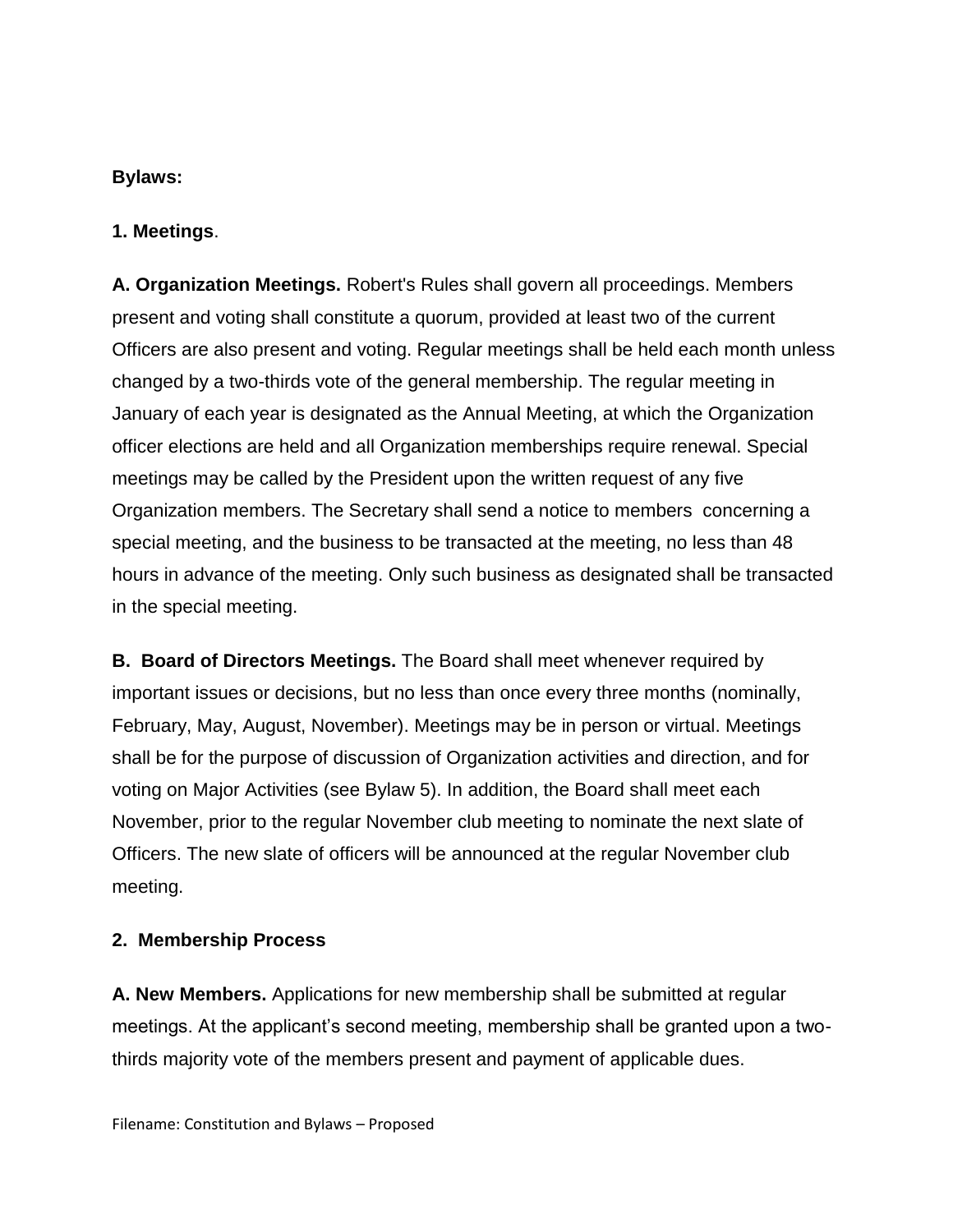**Bylaws:**

**1. Meetings**.

**A. Organization Meetings.** Robert's Rules shall govern all proceedings. Members present and voting shall constitute a quorum, provided at least two of the current Officers are also present and voting. Regular meetings shall be held each month unless changed by a two-thirds vote of the general membership. The regular meeting in January of each year is designated as the Annual Meeting, at which the Organization officer elections are held and all Organization memberships require renewal. Special meetings may be called by the President upon the written request of any five Organization members. The Secretary shall send a notice to members concerning a special meeting, and the business to be transacted at the meeting, no less than 48 hours in advance of the meeting. Only such business as designated shall be transacted in the special meeting.

**B. Board of Directors Meetings.** The Board shall meet whenever required by important issues or decisions, but no less than once every three months (nominally, February, May, August, November). Meetings may be in person or virtual. Meetings shall be for the purpose of discussion of Organization activities and direction, and for voting on Major Activities (see Bylaw 5). In addition, the Board shall meet each November, prior to the regular November club meeting to nominate the next slate of Officers. The new slate of officers will be announced at the regular November club meeting.

**2. Membership Process**

**A. New Members.** Applications for new membership shall be submitted at regular meetings. At the applicant's second meeting, membership shall be granted upon a two-thirds majority vote of the members present and payment of applicable dues.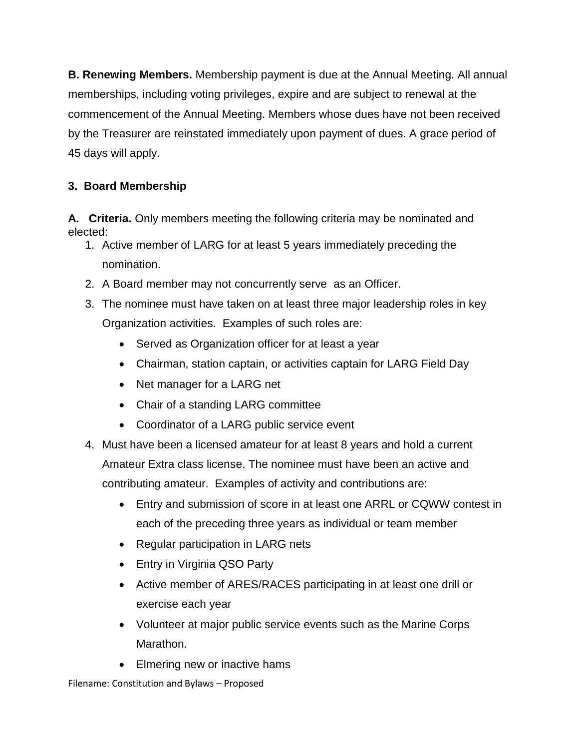**B. Renewing Members.** Membership payment is due at the Annual Meeting. All annual memberships, including voting privileges, expire and are subject to renewal at the commencement of the Annual Meeting. Members whose dues have not been received by the Treasurer are reinstated immediately upon payment of dues. A grace period of 45 days will apply.

### 3. Board Membership

**A. Criteria.** Only members meeting the following criteria may be nominated and elected:

1. Active member of LARG for at least 5 years immediately preceding the nomination.
2. A Board member may not concurrently serve as an Officer.
3. The nominee must have taken on at least three major leadership roles in key Organization activities. Examples of such roles are:
   - Served as Organization officer for at least a year
   - Chairman, station captain, or activities captain for LARG Field Day
   - Net manager for a LARG net
   - Chair of a standing LARG committee
   - Coordinator of a LARG public service event
4. Must have been a licensed amateur for at least 8 years and hold a current Amateur Extra class license. The nominee must have been an active and contributing amateur. Examples of activity and contributions are:
   - Entry and submission of score in at least one ARRL or CQWW contest in each of the preceding three years as individual or team member
   - Regular participation in LARG nets
   - Entry in Virginia QSO Party
   - Active member of ARES/RACES participating in at least one drill or exercise each year
   - Volunteer at major public service events such as the Marine Corps Marathon.
   - Elmering new or inactive hams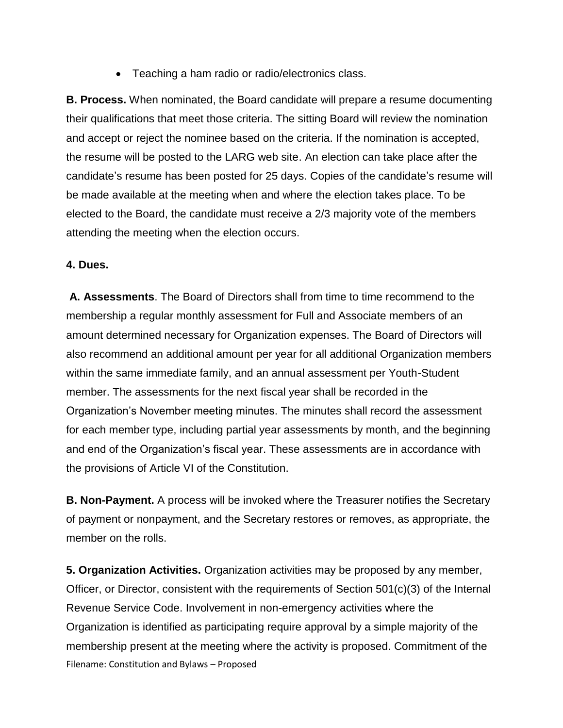- Teaching a ham radio or radio/electronics class.

**B. Process.** When nominated, the Board candidate will prepare a resume documenting their qualifications that meet those criteria. The sitting Board will review the nomination and accept or reject the nominee based on the criteria. If the nomination is accepted, the resume will be posted to the LARG web site. An election can take place after the candidate's resume has been posted for 25 days. Copies of the candidate's resume will be made available at the meeting when and where the election takes place. To be elected to the Board, the candidate must receive a 2/3 majority vote of the members attending the meeting when the election occurs.

**4. Dues.**

**A. Assessments**. The Board of Directors shall from time to time recommend to the membership a regular monthly assessment for Full and Associate members of an amount determined necessary for Organization expenses. The Board of Directors will also recommend an additional amount per year for all additional Organization members within the same immediate family, and an annual assessment per Youth-Student member. The assessments for the next fiscal year shall be recorded in the Organization's November meeting minutes. The minutes shall record the assessment for each member type, including partial year assessments by month, and the beginning and end of the Organization's fiscal year. These assessments are in accordance with the provisions of Article VI of the Constitution.

**B. Non-Payment.** A process will be invoked where the Treasurer notifies the Secretary of payment or nonpayment, and the Secretary restores or removes, as appropriate, the member on the rolls.

**5. Organization Activities.** Organization activities may be proposed by any member, Officer, or Director, consistent with the requirements of Section 501(c)(3) of the Internal Revenue Service Code. Involvement in non-emergency activities where the Organization is identified as participating require approval by a simple majority of the membership present at the meeting where the activity is proposed. Commitment of the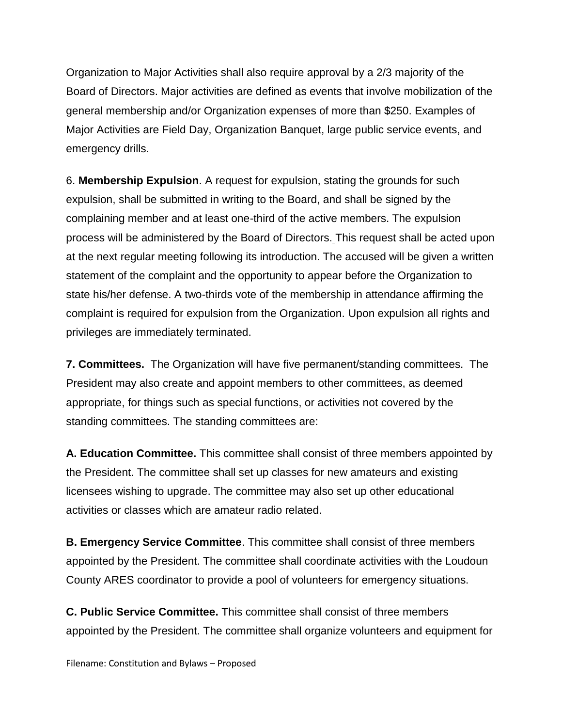Organization to Major Activities shall also require approval by a 2/3 majority of the Board of Directors. Major activities are defined as events that involve mobilization of the general membership and/or Organization expenses of more than $250. Examples of Major Activities are Field Day, Organization Banquet, large public service events, and emergency drills.

6. **Membership Expulsion**. A request for expulsion, stating the grounds for such expulsion, shall be submitted in writing to the Board, and shall be signed by the complaining member and at least one-third of the active members. The expulsion process will be administered by the Board of Directors. This request shall be acted upon at the next regular meeting following its introduction. The accused will be given a written statement of the complaint and the opportunity to appear before the Organization to state his/her defense. A two-thirds vote of the membership in attendance affirming the complaint is required for expulsion from the Organization. Upon expulsion all rights and privileges are immediately terminated.

**7. Committees.** The Organization will have five permanent/standing committees. The President may also create and appoint members to other committees, as deemed appropriate, for things such as special functions, or activities not covered by the standing committees. The standing committees are:

**A. Education Committee.** This committee shall consist of three members appointed by the President. The committee shall set up classes for new amateurs and existing licensees wishing to upgrade. The committee may also set up other educational activities or classes which are amateur radio related.

**B. Emergency Service Committee**. This committee shall consist of three members appointed by the President. The committee shall coordinate activities with the Loudoun County ARES coordinator to provide a pool of volunteers for emergency situations.

**C. Public Service Committee.** This committee shall consist of three members appointed by the President. The committee shall organize volunteers and equipment for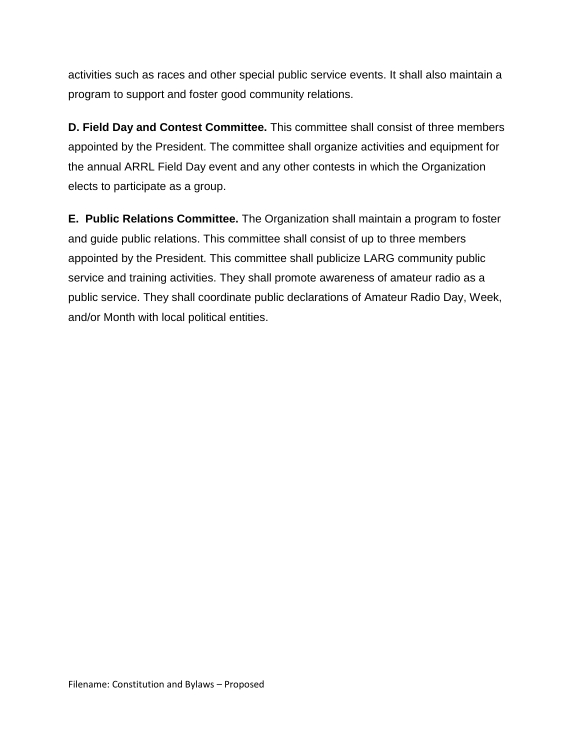activities such as races and other special public service events. It shall also maintain a program to support and foster good community relations.

**D. Field Day and Contest Committee.** This committee shall consist of three members appointed by the President. The committee shall organize activities and equipment for the annual ARRL Field Day event and any other contests in which the Organization elects to participate as a group.

**E. Public Relations Committee.** The Organization shall maintain a program to foster and guide public relations. This committee shall consist of up to three members appointed by the President. This committee shall publicize LARG community public service and training activities. They shall promote awareness of amateur radio as a public service. They shall coordinate public declarations of Amateur Radio Day, Week, and/or Month with local political entities.